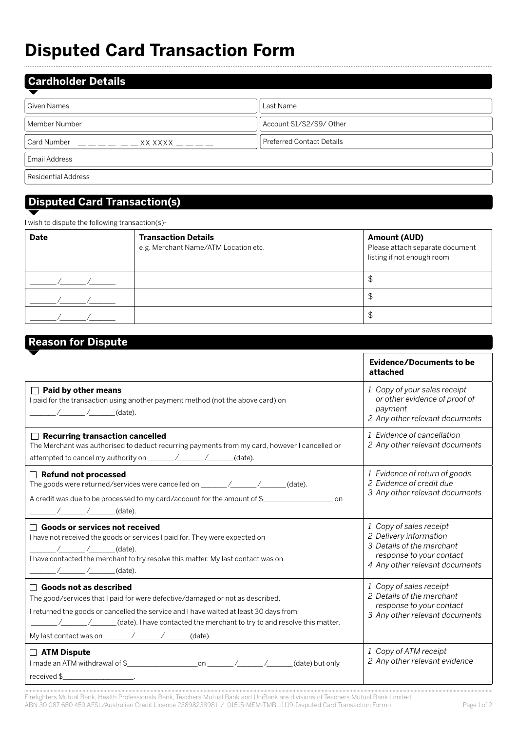# Disputed Card Transaction Form

## Cardholder Details

| | |
|---|---|
| Given Names | Last Name |
| Member Number | Account S1/S2/S9/ Other |
| Card Number __ __ __ __ __ __ XX XXXX __ __ __ __ | Preferred Contact Details |
| Email Address | |
| Residential Address | |

## Disputed Card Transaction(s)

I wish to dispute the following transaction(s)-

| **Date** | **Transaction Details** e.g. Merchant Name/ATM Location etc. | **Amount (AUD)** Please attach separate document listing if not enough room |
|---|---|---|
| ______/______/______ | | $ |
| ______/______/______ | | $ |
| ______/______/______ | | $ |

## Reason for Dispute

| | **Evidence/Documents to be attached** |
|---|---|
| ☐ **Paid by other means** I paid for the transaction using another payment method (not the above card) on ______/______/______(date). | *1 Copy of your sales receipt or other evidence of proof of payment* *2 Any other relevant documents* |
| ☐ **Recurring transaction cancelled** The Merchant was authorised to deduct recurring payments from my card, however I cancelled or attempted to cancel my authority on ______/______/______(date). | *1 Evidence of cancellation* *2 Any other relevant documents* |
| ☐ **Refund not processed** The goods were returned/services were cancelled on ______/______/______(date). A credit was due to be processed to my card/account for the amount of $________________ on ______/______/______(date). | *1 Evidence of return of goods* *2 Evidence of credit due* *3 Any other relevant documents* |
| ☐ **Goods or services not received** I have not received the goods or services I paid for. They were expected on ______/______/______(date). I have contacted the merchant to try resolve this matter. My last contact was on ______/______/______(date). | *1 Copy of sales receipt* *2 Delivery information* *3 Details of the merchant response to your contact* *4 Any other relevant documents* |
| ☐ **Goods not as described** The good/services that I paid for were defective/damaged or not as described. I returned the goods or cancelled the service and I have waited at least 30 days from ______/______/______(date). I have contacted the merchant to try to and resolve this matter. My last contact was on ______/______/______(date). | *1 Copy of sales receipt* *2 Details of the merchant response to your contact* *3 Any other relevant documents* |
| ☐ **ATM Dispute** I made an ATM withdrawal of $________________on ______/______/______(date) but only received $________________. | *1 Copy of ATM receipt* *2 Any other relevant evidence* |

Firefighters Mutual Bank, Health Professionals Bank, Teachers Mutual Bank and UniBank are divisions of Teachers Mutual Bank Limited
ABN 30 087 650 459 AFSL/Australian Credit Licence 23898238981 / 01515-MEM-TMBL-1119-Disputed Card Transaction Form-i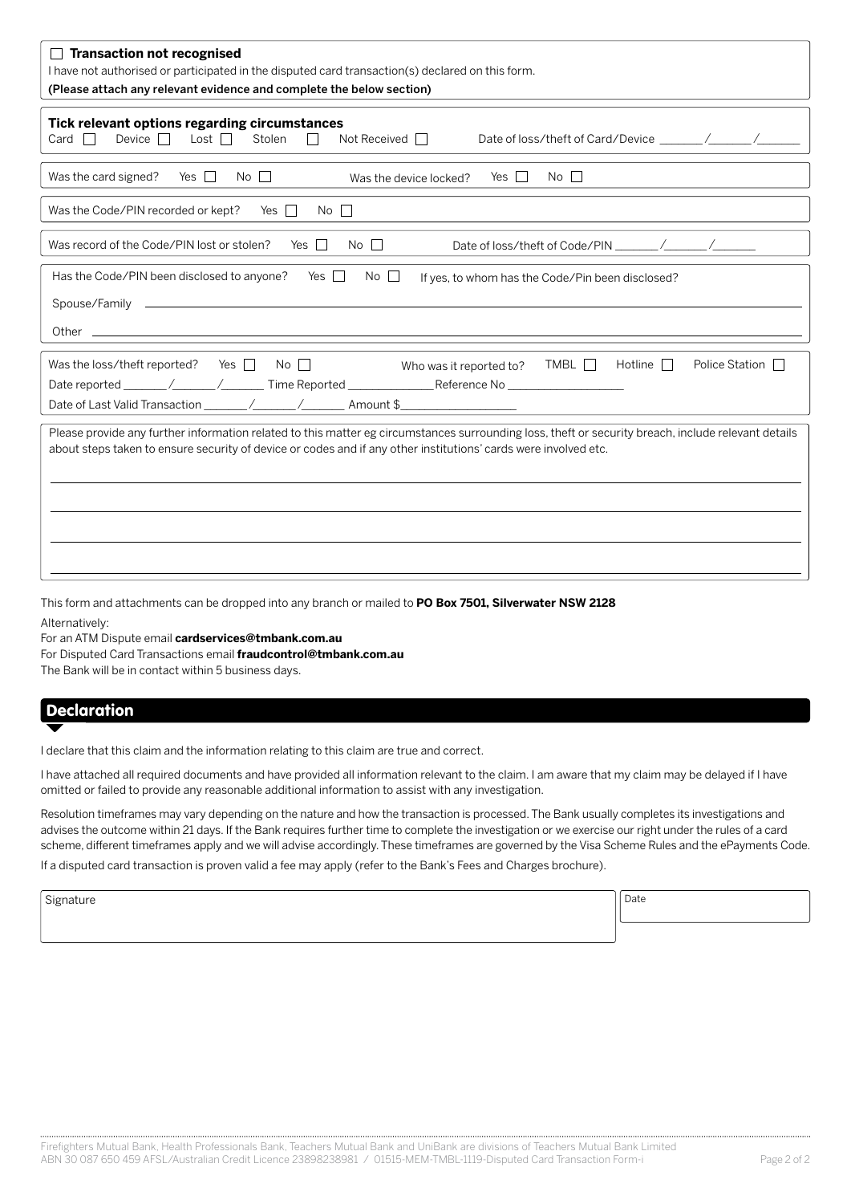☐ **Transaction not recognised**

I have not authorised or participated in the disputed card transaction(s) declared on this form.

**(Please attach any relevant evidence and complete the below section)**

**Tick relevant options regarding circumstances**

Card ☐ Device ☐ Lost ☐ Stolen ☐ Not Received ☐ Date of loss/theft of Card/Device _______/_______/_______

Was the card signed? Yes ☐ No ☐ Was the device locked? Yes ☐ No ☐

Was the Code/PIN recorded or kept? Yes ☐ No ☐

Was record of the Code/PIN lost or stolen? Yes ☐ No ☐ Date of loss/theft of Code/PIN _______/_______/_______

Has the Code/PIN been disclosed to anyone? Yes ☐ No ☐ If yes, to whom has the Code/Pin been disclosed?

Spouse/Family ____________________________________________

Other ____________________________________________

Was the loss/theft reported? Yes ☐ No ☐ Who was it reported to? TMBL ☐ Hotline ☐ Police Station ☐

Date reported _______/_______/_______ Time Reported ______________ Reference No __________________

Date of Last Valid Transaction _______/_______/_______ Amount $__________________

Please provide any further information related to this matter eg circumstances surrounding loss, theft or security breach, include relevant details about steps taken to ensure security of device or codes and if any other institutions' cards were involved etc.

____________________________________________

____________________________________________

____________________________________________

____________________________________________

This form and attachments can be dropped into any branch or mailed to **PO Box 7501, Silverwater NSW 2128**

Alternatively:

For an ATM Dispute email **cardservices@tmbank.com.au**

For Disputed Card Transactions email **fraudcontrol@tmbank.com.au**

The Bank will be in contact within 5 business days.

## Declaration

I declare that this claim and the information relating to this claim are true and correct.

I have attached all required documents and have provided all information relevant to the claim. I am aware that my claim may be delayed if I have omitted or failed to provide any reasonable additional information to assist with any investigation.

Resolution timeframes may vary depending on the nature and how the transaction is processed. The Bank usually completes its investigations and advises the outcome within 21 days. If the Bank requires further time to complete the investigation or we exercise our right under the rules of a card scheme, different timeframes apply and we will advise accordingly. These timeframes are governed by the Visa Scheme Rules and the ePayments Code.

If a disputed card transaction is proven valid a fee may apply (refer to the Bank's Fees and Charges brochure).

| Signature | Date |
|---|---|
| | |

Firefighters Mutual Bank, Health Professionals Bank, Teachers Mutual Bank and UniBank are divisions of Teachers Mutual Bank Limited
ABN 30 087 650 459 AFSL/Australian Credit Licence 23898238981 / 01515-MEM-TMBL-1119-Disputed Card Transaction Form-i